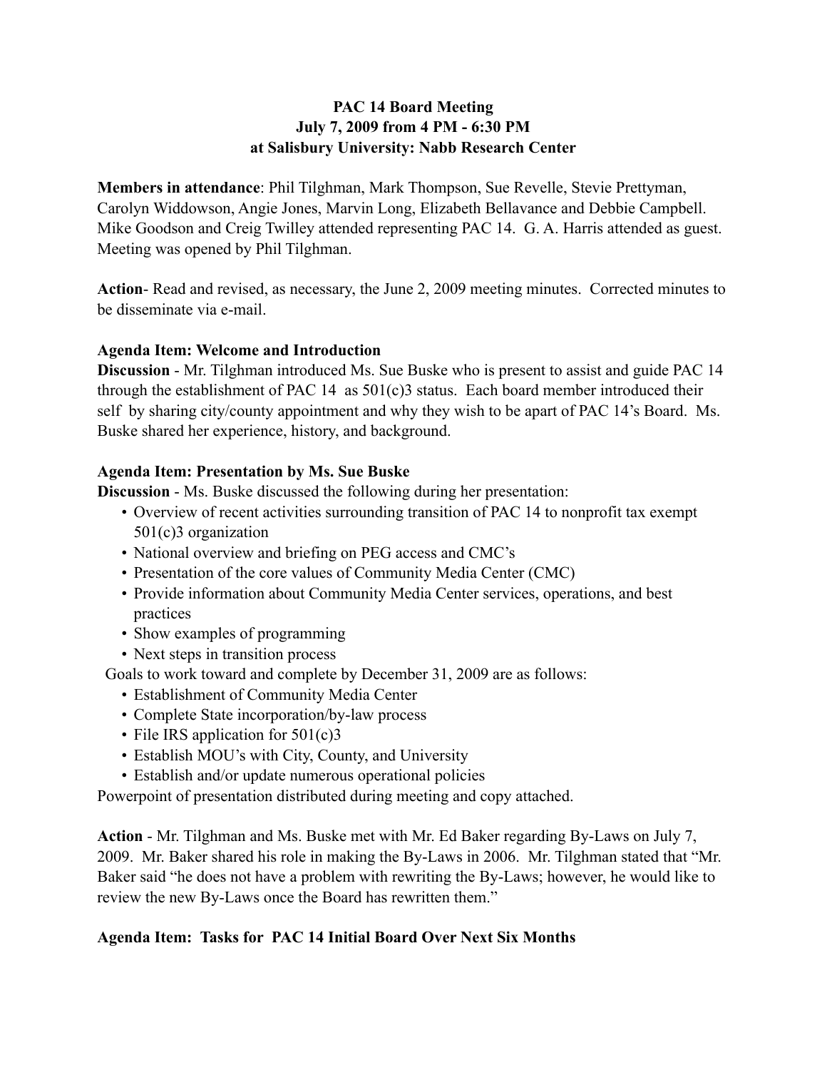# PAC 14 Board Meeting
## July 7, 2009 from 4 PM - 6:30 PM
## at Salisbury University: Nabb Research Center

**Members in attendance**: Phil Tilghman, Mark Thompson, Sue Revelle, Stevie Prettyman, Carolyn Widdowson, Angie Jones, Marvin Long, Elizabeth Bellavance and Debbie Campbell. Mike Goodson and Creig Twilley attended representing PAC 14. G. A. Harris attended as guest. Meeting was opened by Phil Tilghman.

**Action**- Read and revised, as necessary, the June 2, 2009 meeting minutes. Corrected minutes to be disseminate via e-mail.

**Agenda Item: Welcome and Introduction**

**Discussion** - Mr. Tilghman introduced Ms. Sue Buske who is present to assist and guide PAC 14 through the establishment of PAC 14 as 501(c)3 status. Each board member introduced their self by sharing city/county appointment and why they wish to be apart of PAC 14's Board. Ms. Buske shared her experience, history, and background.

**Agenda Item: Presentation by Ms. Sue Buske**

**Discussion** - Ms. Buske discussed the following during her presentation:

- Overview of recent activities surrounding transition of PAC 14 to nonprofit tax exempt 501(c)3 organization
- National overview and briefing on PEG access and CMC's
- Presentation of the core values of Community Media Center (CMC)
- Provide information about Community Media Center services, operations, and best practices
- Show examples of programming
- Next steps in transition process

Goals to work toward and complete by December 31, 2009 are as follows:

- Establishment of Community Media Center
- Complete State incorporation/by-law process
- File IRS application for 501(c)3
- Establish MOU's with City, County, and University
- Establish and/or update numerous operational policies

Powerpoint of presentation distributed during meeting and copy attached.

**Action** - Mr. Tilghman and Ms. Buske met with Mr. Ed Baker regarding By-Laws on July 7, 2009. Mr. Baker shared his role in making the By-Laws in 2006. Mr. Tilghman stated that "Mr. Baker said "he does not have a problem with rewriting the By-Laws; however, he would like to review the new By-Laws once the Board has rewritten them."

**Agenda Item: Tasks for PAC 14 Initial Board Over Next Six Months**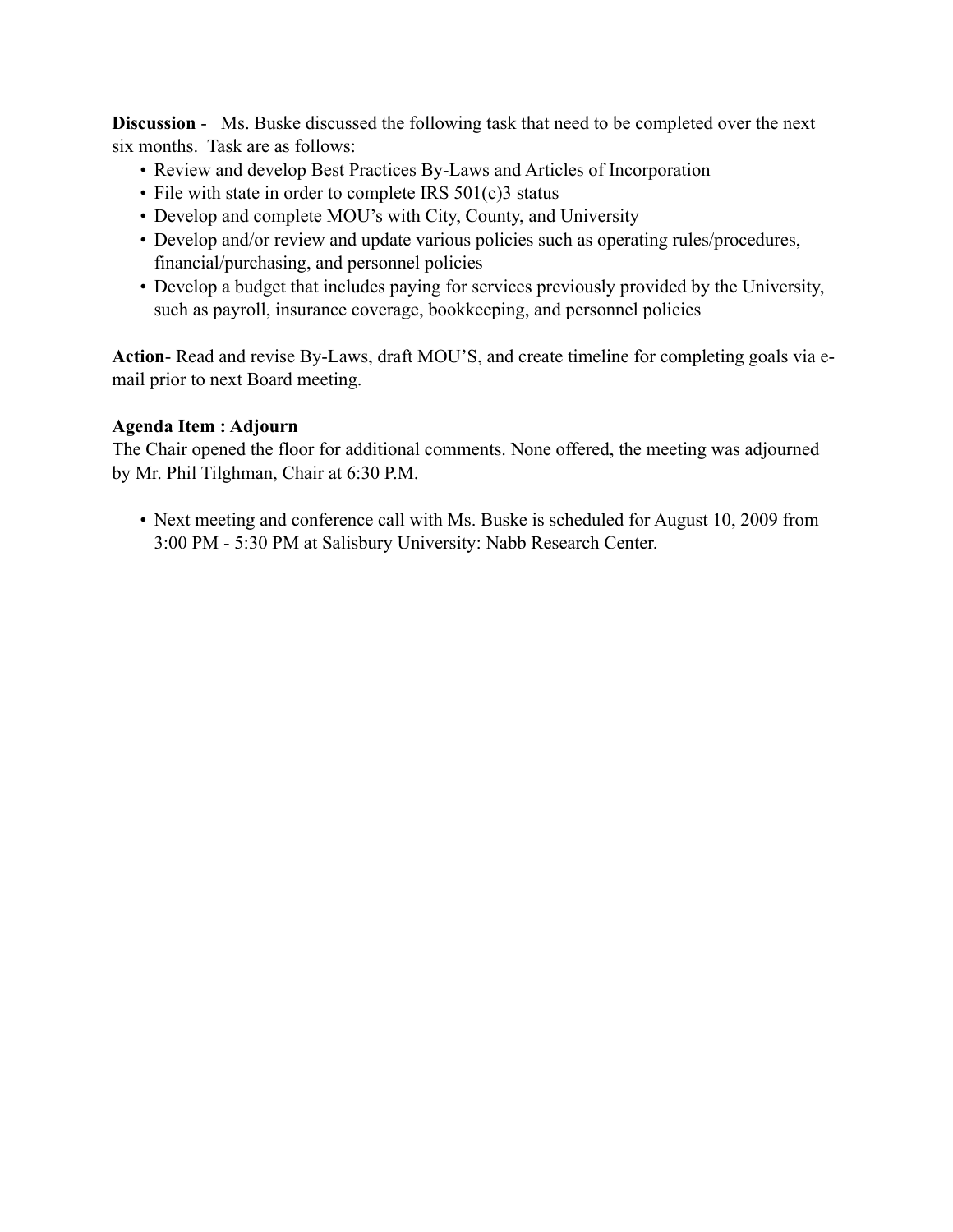**Discussion** - Ms. Buske discussed the following task that need to be completed over the next six months. Task are as follows:

- Review and develop Best Practices By-Laws and Articles of Incorporation
- File with state in order to complete IRS 501(c)3 status
- Develop and complete MOU's with City, County, and University
- Develop and/or review and update various policies such as operating rules/procedures, financial/purchasing, and personnel policies
- Develop a budget that includes paying for services previously provided by the University, such as payroll, insurance coverage, bookkeeping, and personnel policies

**Action**- Read and revise By-Laws, draft MOU'S, and create timeline for completing goals via e-mail prior to next Board meeting.

**Agenda Item : Adjourn**

The Chair opened the floor for additional comments. None offered, the meeting was adjourned by Mr. Phil Tilghman, Chair at 6:30 P.M.

- Next meeting and conference call with Ms. Buske is scheduled for August 10, 2009 from 3:00 PM - 5:30 PM at Salisbury University: Nabb Research Center.